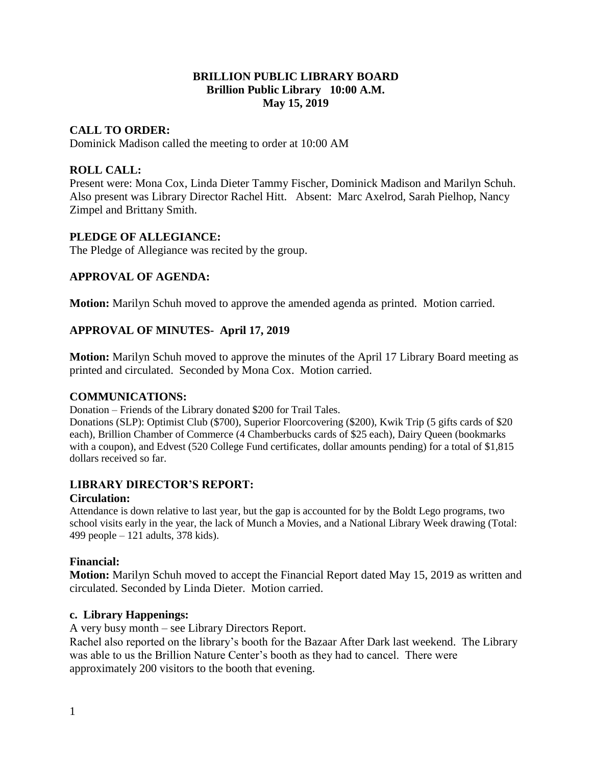# BRILLION PUBLIC LIBRARY BOARD
**Brillion Public Library 10:00 A.M.**
**May 15, 2019**

## CALL TO ORDER:

Dominick Madison called the meeting to order at 10:00 AM

## ROLL CALL:

Present were: Mona Cox, Linda Dieter Tammy Fischer, Dominick Madison and Marilyn Schuh. Also present was Library Director Rachel Hitt. Absent: Marc Axelrod, Sarah Pielhop, Nancy Zimpel and Brittany Smith.

## PLEDGE OF ALLEGIANCE:

The Pledge of Allegiance was recited by the group.

## APPROVAL OF AGENDA:

**Motion:** Marilyn Schuh moved to approve the amended agenda as printed. Motion carried.

## APPROVAL OF MINUTES- April 17, 2019

**Motion:** Marilyn Schuh moved to approve the minutes of the April 17 Library Board meeting as printed and circulated. Seconded by Mona Cox. Motion carried.

## COMMUNICATIONS:

Donation – Friends of the Library donated $200 for Trail Tales.

Donations (SLP): Optimist Club ($700), Superior Floorcovering ($200), Kwik Trip (5 gifts cards of $20 each), Brillion Chamber of Commerce (4 Chamberbucks cards of $25 each), Dairy Queen (bookmarks with a coupon), and Edvest (520 College Fund certificates, dollar amounts pending) for a total of $1,815 dollars received so far.

## LIBRARY DIRECTOR'S REPORT:

### Circulation:

Attendance is down relative to last year, but the gap is accounted for by the Boldt Lego programs, two school visits early in the year, the lack of Munch a Movies, and a National Library Week drawing (Total: 499 people – 121 adults, 378 kids).

### Financial:

**Motion:** Marilyn Schuh moved to accept the Financial Report dated May 15, 2019 as written and circulated. Seconded by Linda Dieter. Motion carried.

### c. Library Happenings:

A very busy month – see Library Directors Report.

Rachel also reported on the library's booth for the Bazaar After Dark last weekend. The Library was able to us the Brillion Nature Center's booth as they had to cancel. There were approximately 200 visitors to the booth that evening.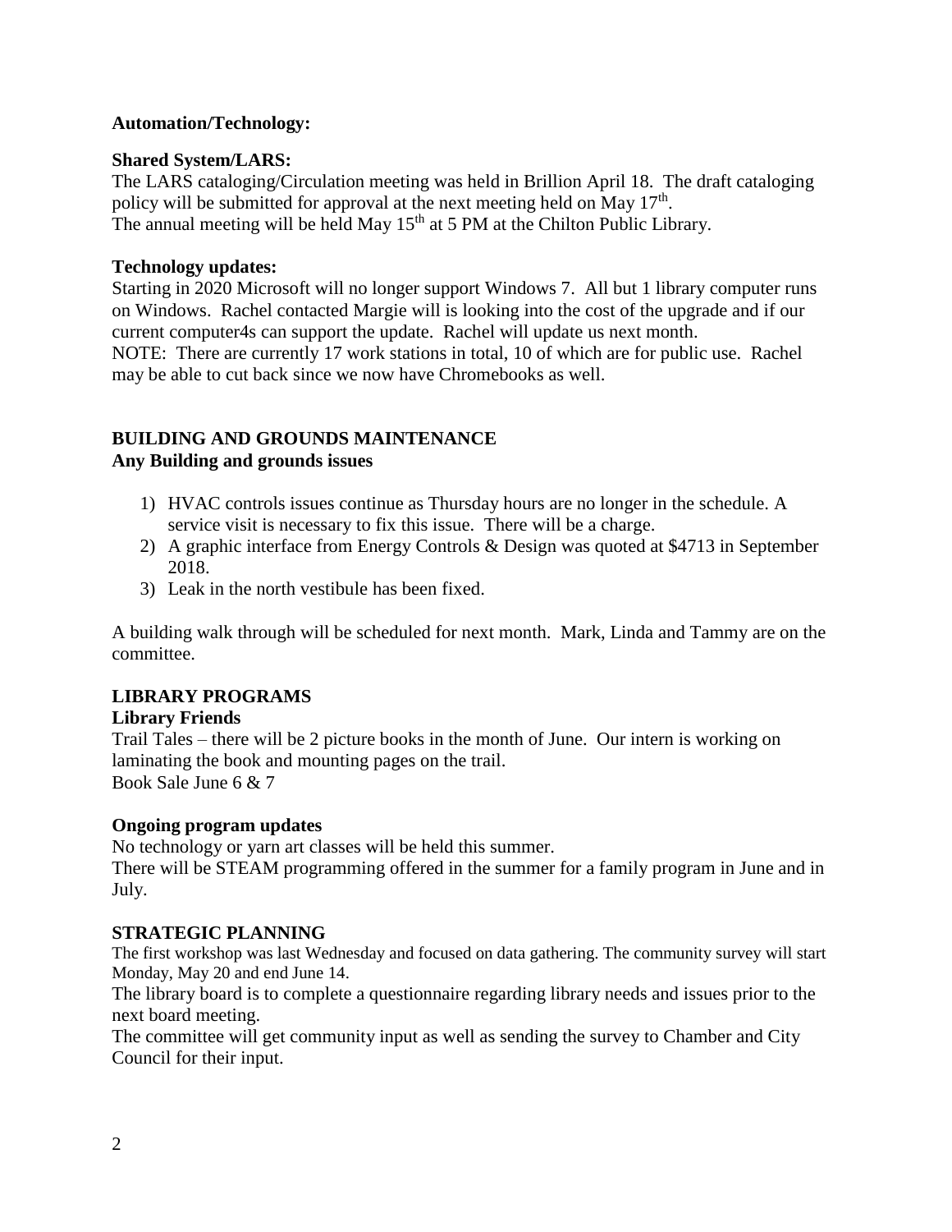**Automation/Technology:**

**Shared System/LARS:**

The LARS cataloging/Circulation meeting was held in Brillion April 18. The draft cataloging policy will be submitted for approval at the next meeting held on May 17th.
The annual meeting will be held May 15th at 5 PM at the Chilton Public Library.

**Technology updates:**

Starting in 2020 Microsoft will no longer support Windows 7. All but 1 library computer runs on Windows. Rachel contacted Margie will is looking into the cost of the upgrade and if our current computer4s can support the update. Rachel will update us next month.
NOTE: There are currently 17 work stations in total, 10 of which are for public use. Rachel may be able to cut back since we now have Chromebooks as well.

## BUILDING AND GROUNDS MAINTENANCE

**Any Building and grounds issues**

1) HVAC controls issues continue as Thursday hours are no longer in the schedule. A service visit is necessary to fix this issue. There will be a charge.
2) A graphic interface from Energy Controls & Design was quoted at $4713 in September 2018.
3) Leak in the north vestibule has been fixed.

A building walk through will be scheduled for next month. Mark, Linda and Tammy are on the committee.

## LIBRARY PROGRAMS

**Library Friends**

Trail Tales – there will be 2 picture books in the month of June. Our intern is working on laminating the book and mounting pages on the trail.
Book Sale June 6 & 7

**Ongoing program updates**

No technology or yarn art classes will be held this summer.
There will be STEAM programming offered in the summer for a family program in June and in July.

## STRATEGIC PLANNING

The first workshop was last Wednesday and focused on data gathering. The community survey will start Monday, May 20 and end June 14.
The library board is to complete a questionnaire regarding library needs and issues prior to the next board meeting.
The committee will get community input as well as sending the survey to Chamber and City Council for their input.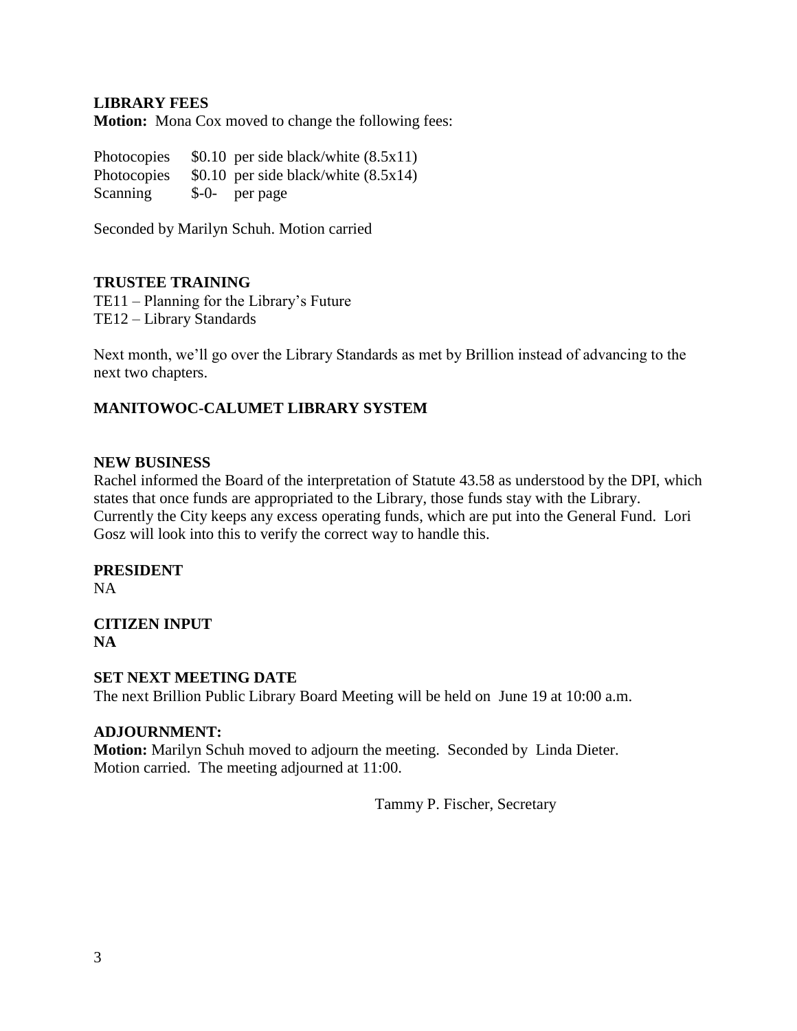**LIBRARY FEES**

**Motion:** Mona Cox moved to change the following fees:

| | | |
|---|---|---|
| Photocopies | $0.10 | per side black/white (8.5x11) |
| Photocopies | $0.10 | per side black/white (8.5x14) |
| Scanning | $-0- | per page |

Seconded by Marilyn Schuh. Motion carried

**TRUSTEE TRAINING**

TE11 – Planning for the Library's Future
TE12 – Library Standards

Next month, we'll go over the Library Standards as met by Brillion instead of advancing to the next two chapters.

**MANITOWOC-CALUMET LIBRARY SYSTEM**

**NEW BUSINESS**

Rachel informed the Board of the interpretation of Statute 43.58 as understood by the DPI, which states that once funds are appropriated to the Library, those funds stay with the Library. Currently the City keeps any excess operating funds, which are put into the General Fund. Lori Gosz will look into this to verify the correct way to handle this.

**PRESIDENT**

NA

**CITIZEN INPUT**

**NA**

**SET NEXT MEETING DATE**

The next Brillion Public Library Board Meeting will be held on June 19 at 10:00 a.m.

**ADJOURNMENT:**

**Motion:** Marilyn Schuh moved to adjourn the meeting. Seconded by Linda Dieter. Motion carried. The meeting adjourned at 11:00.

Tammy P. Fischer, Secretary